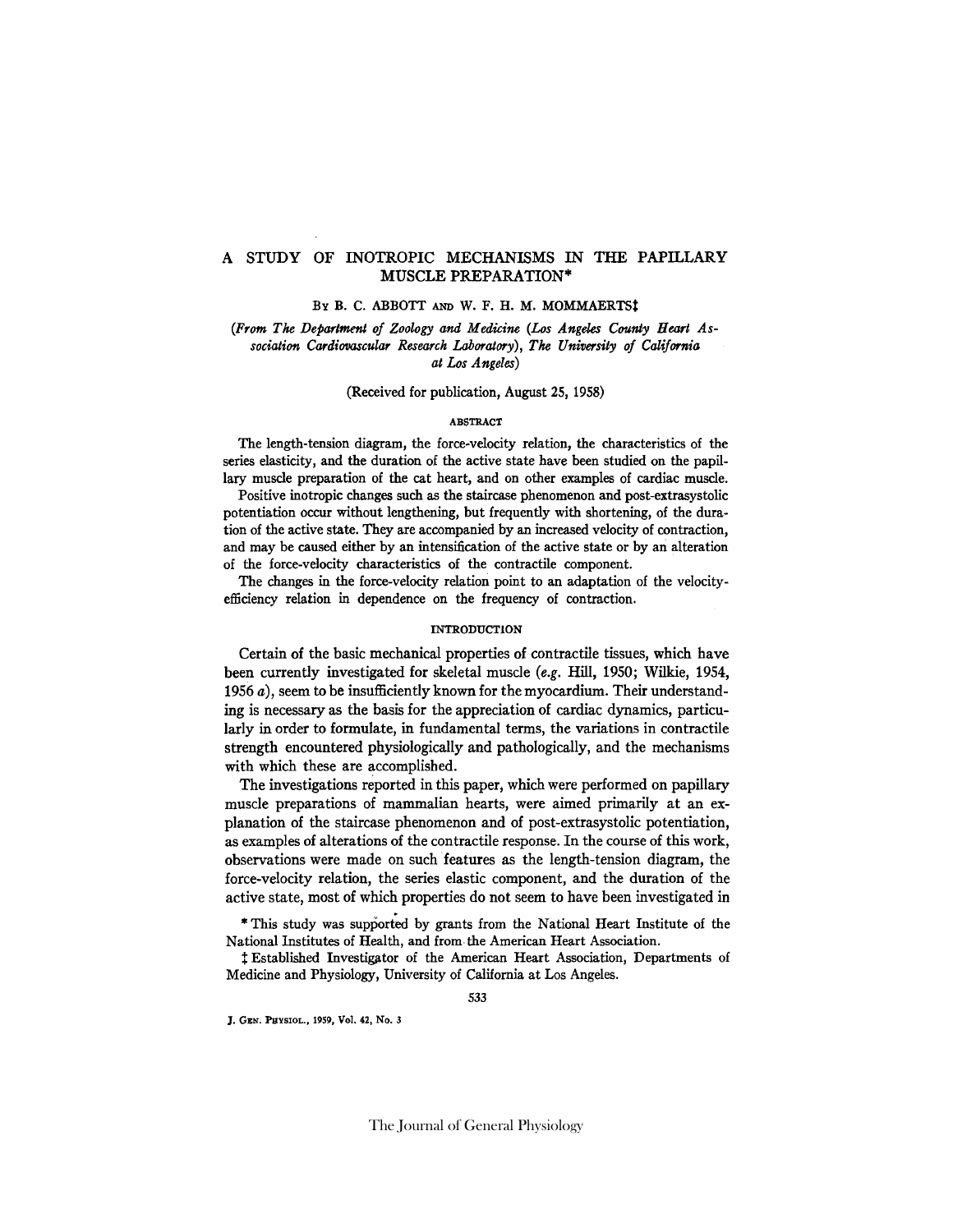# A STUDY OF INOTROPIC MECHANISMS IN THE PAPILLARY MUSCLE PREPARATION*

BY B. C. ABBOTT AND W. F. H. M. MOMMAERTS‡

*(From The Department of Zoology and Medicine (Los Angeles County Heart Association Cardiovascular Research Laboratory), The University of California at Los Angeles)*

(Received for publication, August 25, 1958)

## ABSTRACT

The length-tension diagram, the force-velocity relation, the characteristics of the series elasticity, and the duration of the active state have been studied on the papillary muscle preparation of the cat heart, and on other examples of cardiac muscle.

Positive inotropic changes such as the staircase phenomenon and post-extrasystolic potentiation occur without lengthening, but frequently with shortening, of the duration of the active state. They are accompanied by an increased velocity of contraction, and may be caused either by an intensification of the active state or by an alteration of the force-velocity characteristics of the contractile component.

The changes in the force-velocity relation point to an adaptation of the velocity-efficiency relation in dependence on the frequency of contraction.

## INTRODUCTION

Certain of the basic mechanical properties of contractile tissues, which have been currently investigated for skeletal muscle (*e.g.* Hill, 1950; Wilkie, 1954, 1956 *a*), seem to be insufficiently known for the myocardium. Their understanding is necessary as the basis for the appreciation of cardiac dynamics, particularly in order to formulate, in fundamental terms, the variations in contractile strength encountered physiologically and pathologically, and the mechanisms with which these are accomplished.

The investigations reported in this paper, which were performed on papillary muscle preparations of mammalian hearts, were aimed primarily at an explanation of the staircase phenomenon and of post-extrasystolic potentiation, as examples of alterations of the contractile response. In the course of this work, observations were made on such features as the length-tension diagram, the force-velocity relation, the series elastic component, and the duration of the active state, most of which properties do not seem to have been investigated in

* This study was supported by grants from the National Heart Institute of the National Institutes of Health, and from the American Heart Association.

‡ Established Investigator of the American Heart Association, Departments of Medicine and Physiology, University of California at Los Angeles.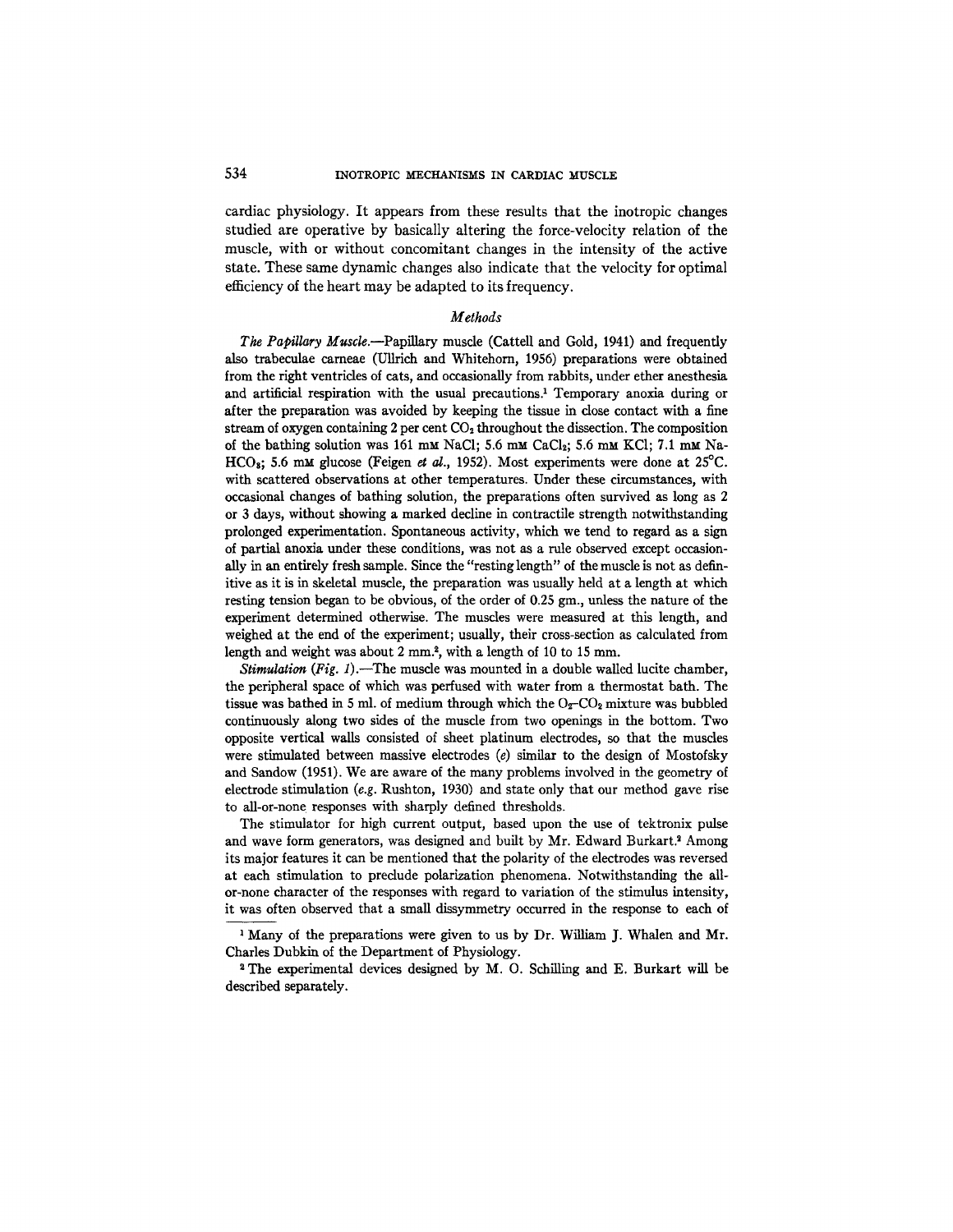cardiac physiology. It appears from these results that the inotropic changes studied are operative by basically altering the force-velocity relation of the muscle, with or without concomitant changes in the intensity of the active state. These same dynamic changes also indicate that the velocity for optimal efficiency of the heart may be adapted to its frequency.

## *Methods*

*The Papillary Muscle.*—Papillary muscle (Cattell and Gold, 1941) and frequently also trabeculae carneae (Ullrich and Whitehorn, 1956) preparations were obtained from the right ventricles of cats, and occasionally from rabbits, under ether anesthesia and artificial respiration with the usual precautions.[1] Temporary anoxia during or after the preparation was avoided by keeping the tissue in close contact with a fine stream of oxygen containing 2 per cent $CO_2$ throughout the dissection. The composition of the bathing solution was 161 mM NaCl; 5.6 mM $CaCl_2$; 5.6 mM KCl; 7.1 mM $NaHCO_3$; 5.6 mM glucose (Feigen *et al.*, 1952). Most experiments were done at 25°C. with scattered observations at other temperatures. Under these circumstances, with occasional changes of bathing solution, the preparations often survived as long as 2 or 3 days, without showing a marked decline in contractile strength notwithstanding prolonged experimentation. Spontaneous activity, which we tend to regard as a sign of partial anoxia under these conditions, was not as a rule observed except occasionally in an entirely fresh sample. Since the "resting length" of the muscle is not as definitive as it is in skeletal muscle, the preparation was usually held at a length at which resting tension began to be obvious, of the order of 0.25 gm., unless the nature of the experiment determined otherwise. The muscles were measured at this length, and weighed at the end of the experiment; usually, their cross-section as calculated from length and weight was about 2 mm.$^2$, with a length of 10 to 15 mm.

*Stimulation (Fig. 1).*—The muscle was mounted in a double walled lucite chamber, the peripheral space of which was perfused with water from a thermostat bath. The tissue was bathed in 5 ml. of medium through which the $O_2$–$CO_2$ mixture was bubbled continuously along two sides of the muscle from two openings in the bottom. Two opposite vertical walls consisted of sheet platinum electrodes, so that the muscles were stimulated between massive electrodes (*e*) similar to the design of Mostofsky and Sandow (1951). We are aware of the many problems involved in the geometry of electrode stimulation (*e.g.* Rushton, 1930) and state only that our method gave rise to all-or-none responses with sharply defined thresholds.

The stimulator for high current output, based upon the use of tektronix pulse and wave form generators, was designed and built by Mr. Edward Burkart.[2] Among its major features it can be mentioned that the polarity of the electrodes was reversed at each stimulation to preclude polarization phenomena. Notwithstanding the all-or-none character of the responses with regard to variation of the stimulus intensity, it was often observed that a small dissymmetry occurred in the response to each of

[1] Many of the preparations were given to us by Dr. William J. Whalen and Mr. Charles Dubkin of the Department of Physiology.

[2] The experimental devices designed by M. O. Schilling and E. Burkart will be described separately.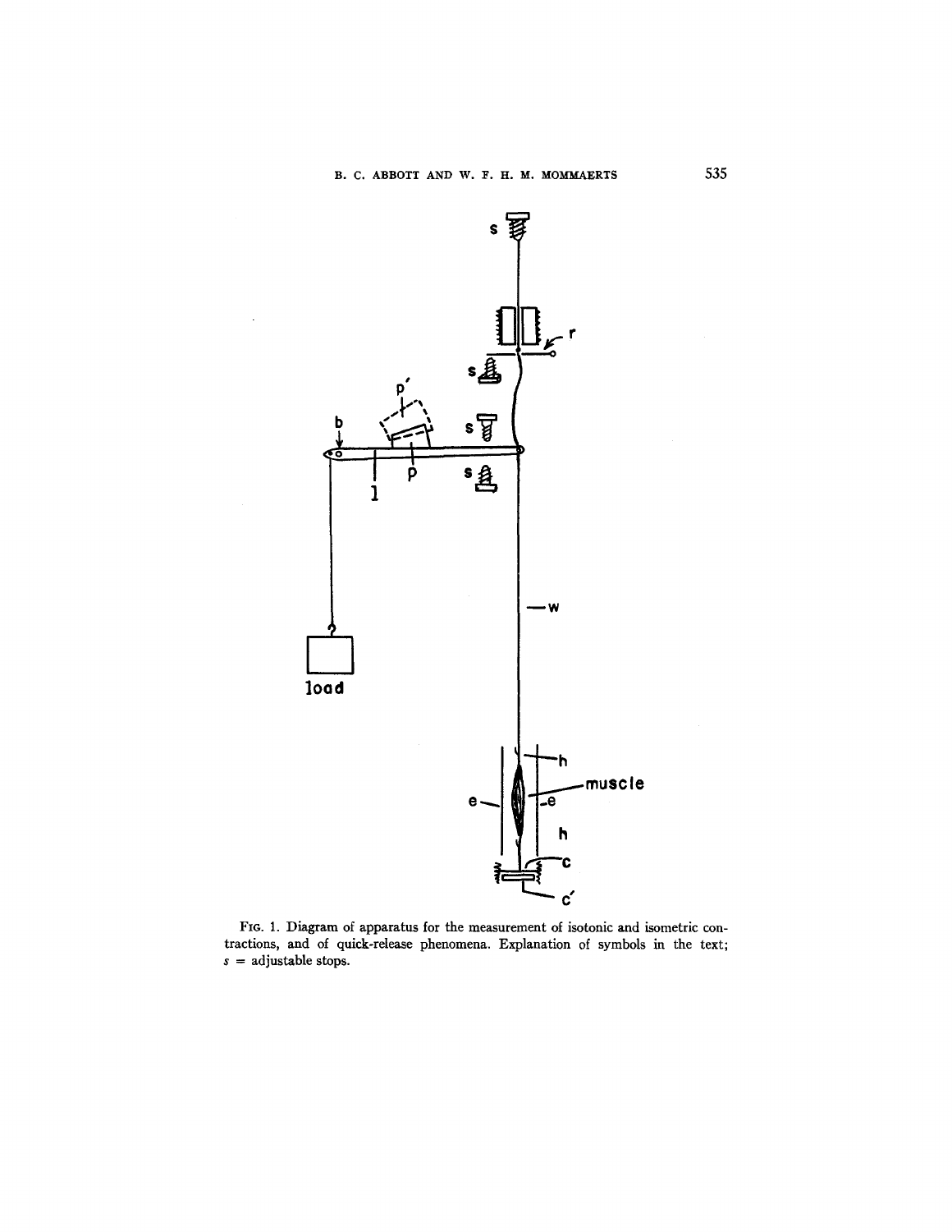s

r

s

p′

b

s

p

l

s

w

load

h

muscle

e

e

h

c

c′

FIG. 1. Diagram of apparatus for the measurement of isotonic and isometric contractions, and of quick-release phenomena. Explanation of symbols in the text; $s$ = adjustable stops.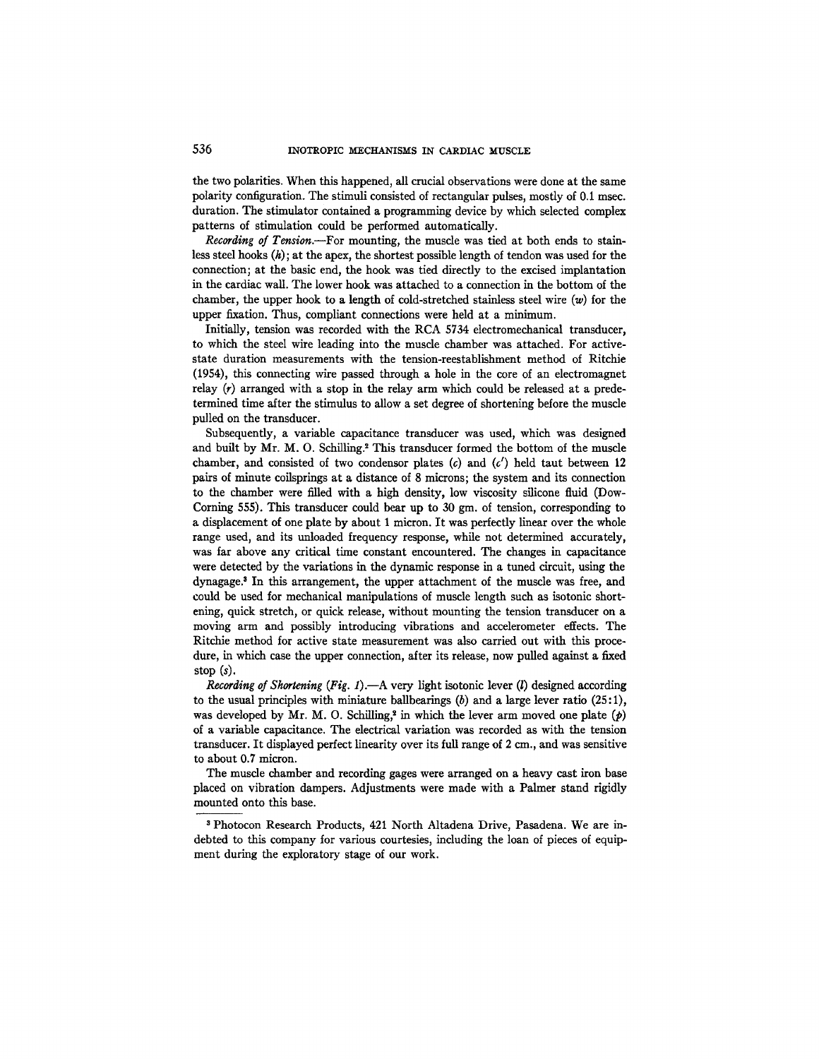the two polarities. When this happened, all crucial observations were done at the same polarity configuration. The stimuli consisted of rectangular pulses, mostly of 0.1 msec. duration. The stimulator contained a programming device by which selected complex patterns of stimulation could be performed automatically.

*Recording of Tension.*—For mounting, the muscle was tied at both ends to stainless steel hooks (*h*); at the apex, the shortest possible length of tendon was used for the connection; at the basic end, the hook was tied directly to the excised implantation in the cardiac wall. The lower hook was attached to a connection in the bottom of the chamber, the upper hook to a length of cold-stretched stainless steel wire (*w*) for the upper fixation. Thus, compliant connections were held at a minimum.

Initially, tension was recorded with the RCA 5734 electromechanical transducer, to which the steel wire leading into the muscle chamber was attached. For active-state duration measurements with the tension-reestablishment method of Ritchie (1954), this connecting wire passed through a hole in the core of an electromagnet relay (*r*) arranged with a stop in the relay arm which could be released at a predetermined time after the stimulus to allow a set degree of shortening before the muscle pulled on the transducer.

Subsequently, a variable capacitance transducer was used, which was designed and built by Mr. M. O. Schilling.[2] This transducer formed the bottom of the muscle chamber, and consisted of two condensor plates (*c*) and (*c'*) held taut between 12 pairs of minute coilsprings at a distance of 8 microns; the system and its connection to the chamber were filled with a high density, low viscosity silicone fluid (Dow-Corning 555). This transducer could bear up to 30 gm. of tension, corresponding to a displacement of one plate by about 1 micron. It was perfectly linear over the whole range used, and its unloaded frequency response, while not determined accurately, was far above any critical time constant encountered. The changes in capacitance were detected by the variations in the dynamic response in a tuned circuit, using the dynagage.[3] In this arrangement, the upper attachment of the muscle was free, and could be used for mechanical manipulations of muscle length such as isotonic shortening, quick stretch, or quick release, without mounting the tension transducer on a moving arm and possibly introducing vibrations and accelerometer effects. The Ritchie method for active state measurement was also carried out with this procedure, in which case the upper connection, after its release, now pulled against a fixed stop (*s*).

*Recording of Shortening (Fig. 1).*—A very light isotonic lever (*l*) designed according to the usual principles with miniature ballbearings (*b*) and a large lever ratio (25:1), was developed by Mr. M. O. Schilling,[2] in which the lever arm moved one plate (*p*) of a variable capacitance. The electrical variation was recorded as with the tension transducer. It displayed perfect linearity over its full range of 2 cm., and was sensitive to about 0.7 micron.

The muscle chamber and recording gages were arranged on a heavy cast iron base placed on vibration dampers. Adjustments were made with a Palmer stand rigidly mounted onto this base.

---

[3] Photocon Research Products, 421 North Altadena Drive, Pasadena. We are indebted to this company for various courtesies, including the loan of pieces of equipment during the exploratory stage of our work.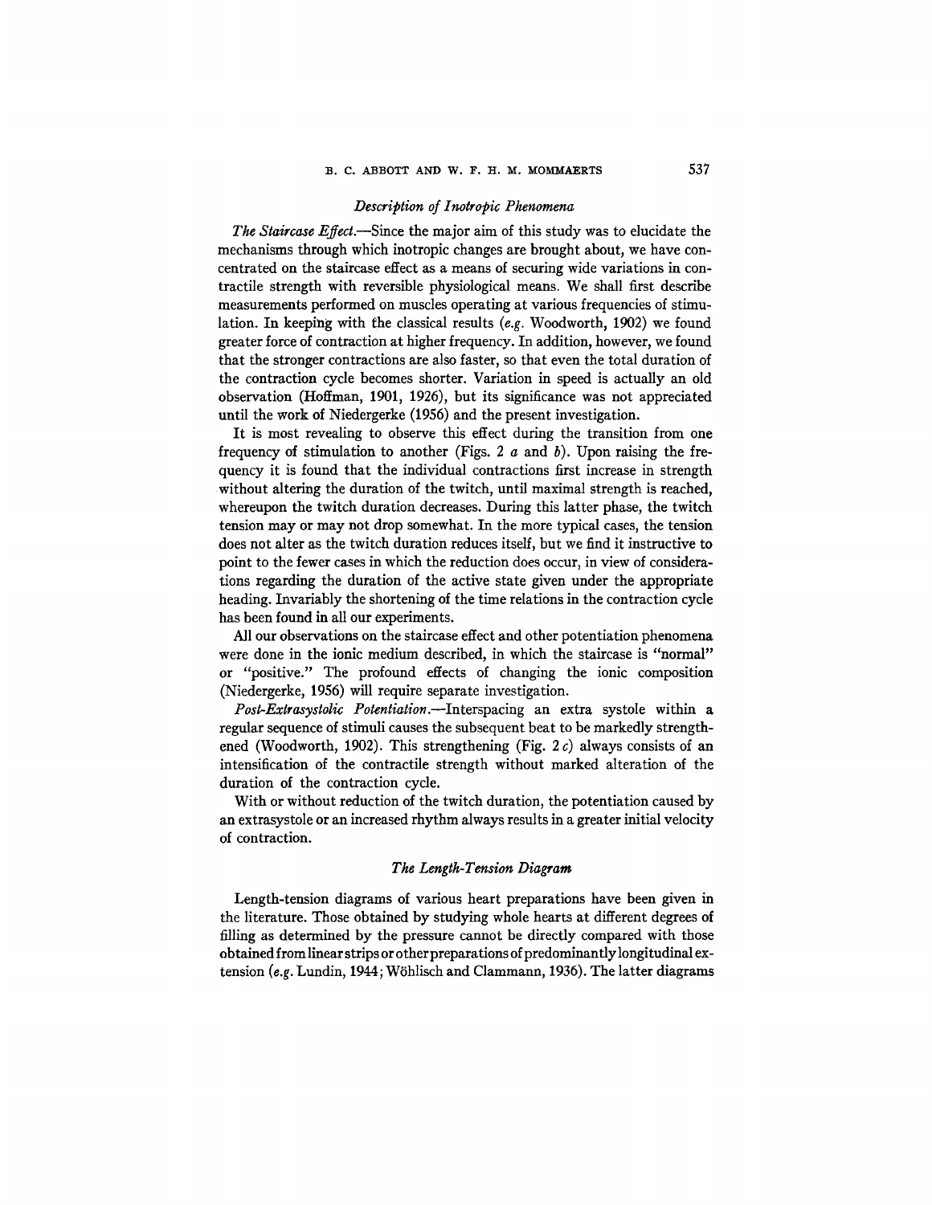### *Description of Inotropic Phenomena*

*The Staircase Effect.*—Since the major aim of this study was to elucidate the mechanisms through which inotropic changes are brought about, we have concentrated on the staircase effect as a means of securing wide variations in contractile strength with reversible physiological means. We shall first describe measurements performed on muscles operating at various frequencies of stimulation. In keeping with the classical results (*e.g.* Woodworth, 1902) we found greater force of contraction at higher frequency. In addition, however, we found that the stronger contractions are also faster, so that even the total duration of the contraction cycle becomes shorter. Variation in speed is actually an old observation (Hoffman, 1901, 1926), but its significance was not appreciated until the work of Niedergerke (1956) and the present investigation.

It is most revealing to observe this effect during the transition from one frequency of stimulation to another (Figs. 2 *a* and *b*). Upon raising the frequency it is found that the individual contractions first increase in strength without altering the duration of the twitch, until maximal strength is reached, whereupon the twitch duration decreases. During this latter phase, the twitch tension may or may not drop somewhat. In the more typical cases, the tension does not alter as the twitch duration reduces itself, but we find it instructive to point to the fewer cases in which the reduction does occur, in view of considerations regarding the duration of the active state given under the appropriate heading. Invariably the shortening of the time relations in the contraction cycle has been found in all our experiments.

All our observations on the staircase effect and other potentiation phenomena were done in the ionic medium described, in which the staircase is "normal" or "positive." The profound effects of changing the ionic composition (Niedergerke, 1956) will require separate investigation.

*Post-Extrasystolic Potentiation.*—Interspacing an extra systole within a regular sequence of stimuli causes the subsequent beat to be markedly strengthened (Woodworth, 1902). This strengthening (Fig. 2 *c*) always consists of an intensification of the contractile strength without marked alteration of the duration of the contraction cycle.

With or without reduction of the twitch duration, the potentiation caused by an extrasystole or an increased rhythm always results in a greater initial velocity of contraction.

### *The Length-Tension Diagram*

Length-tension diagrams of various heart preparations have been given in the literature. Those obtained by studying whole hearts at different degrees of filling as determined by the pressure cannot be directly compared with those obtained from linear strips or other preparations of predominantly longitudinal extension (*e.g.* Lundin, 1944; Wöhlisch and Clammann, 1936). The latter diagrams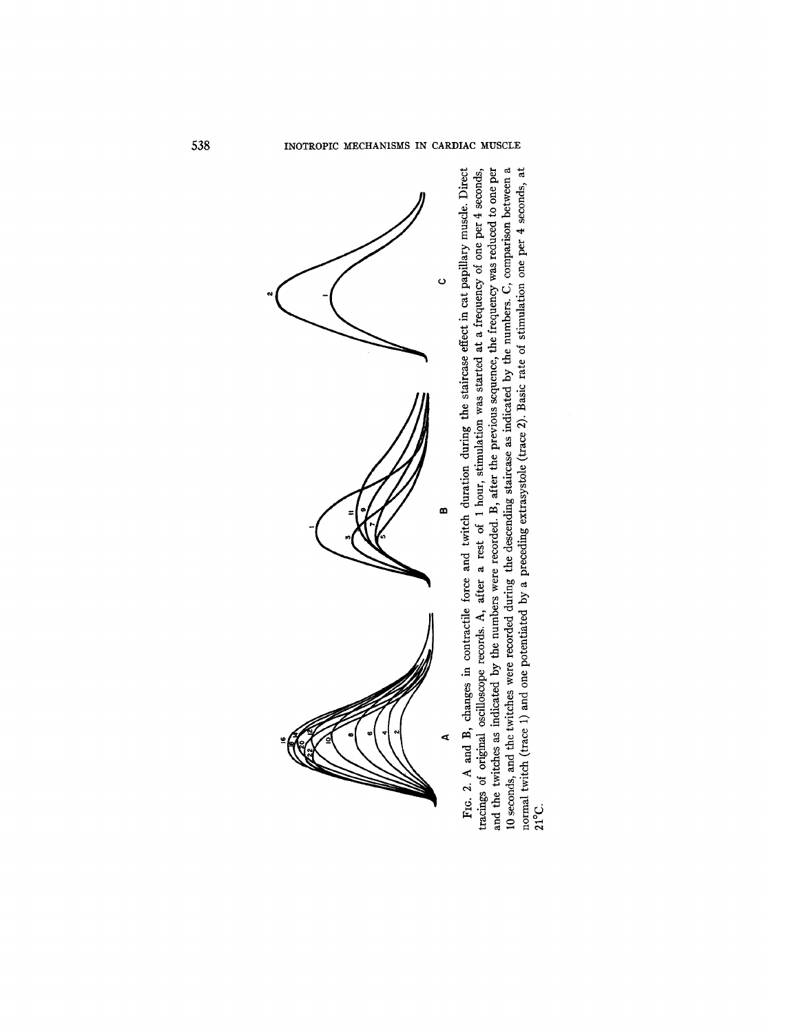A

16
18
14
20
12
22
10
8
6
4
2

B

1
11
3
9
7
5

C

2
1

FIG. 2. A and B, changes in contractile force and twitch duration during the staircase effect in cat papillary muscle. Direct tracings of original oscilloscope records. A, after a rest of 1 hour, stimulation was started at a frequency of one per 4 seconds, and the twitches as indicated by the numbers were recorded. B, after the previous sequence, the frequency was reduced to one per 10 seconds, and the twitches were recorded during the descending staircase as indicated by the numbers. C, comparison between a normal twitch (trace 1) and one potentiated by a preceding extrasystole (trace 2). Basic rate of stimulation one per 4 seconds, at 21°C.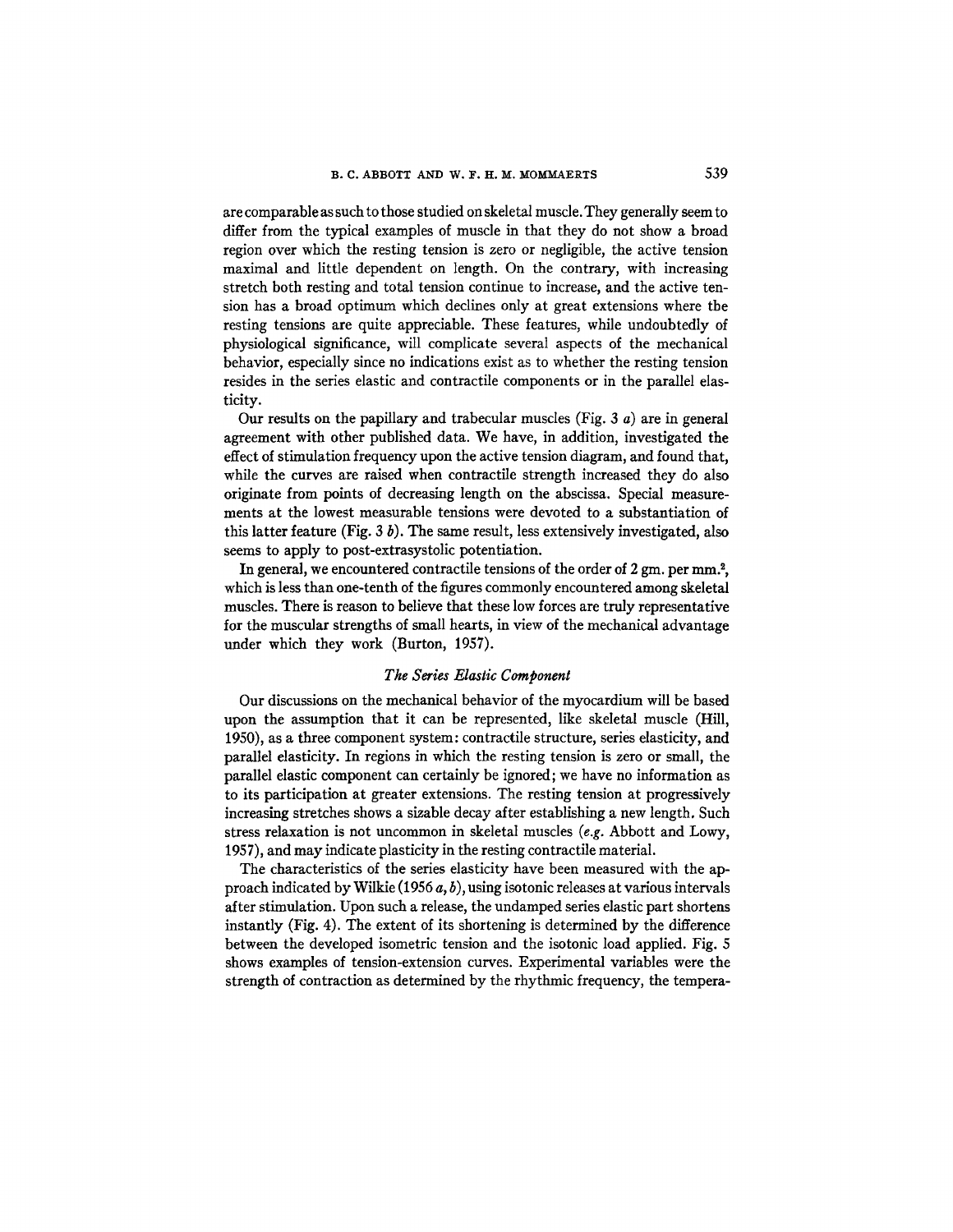are comparable as such to those studied on skeletal muscle. They generally seem to differ from the typical examples of muscle in that they do not show a broad region over which the resting tension is zero or negligible, the active tension maximal and little dependent on length. On the contrary, with increasing stretch both resting and total tension continue to increase, and the active tension has a broad optimum which declines only at great extensions where the resting tensions are quite appreciable. These features, while undoubtedly of physiological significance, will complicate several aspects of the mechanical behavior, especially since no indications exist as to whether the resting tension resides in the series elastic and contractile components or in the parallel elasticity.

Our results on the papillary and trabecular muscles (Fig. 3 *a*) are in general agreement with other published data. We have, in addition, investigated the effect of stimulation frequency upon the active tension diagram, and found that, while the curves are raised when contractile strength increased they do also originate from points of decreasing length on the abscissa. Special measurements at the lowest measurable tensions were devoted to a substantiation of this latter feature (Fig. 3 *b*). The same result, less extensively investigated, also seems to apply to post-extrasystolic potentiation.

In general, we encountered contractile tensions of the order of 2 gm. per mm.$^2$, which is less than one-tenth of the figures commonly encountered among skeletal muscles. There is reason to believe that these low forces are truly representative for the muscular strengths of small hearts, in view of the mechanical advantage under which they work (Burton, 1957).

### *The Series Elastic Component*

Our discussions on the mechanical behavior of the myocardium will be based upon the assumption that it can be represented, like skeletal muscle (Hill, 1950), as a three component system: contractile structure, series elasticity, and parallel elasticity. In regions in which the resting tension is zero or small, the parallel elastic component can certainly be ignored; we have no information as to its participation at greater extensions. The resting tension at progressively increasing stretches shows a sizable decay after establishing a new length. Such stress relaxation is not uncommon in skeletal muscles (*e.g.* Abbott and Lowy, 1957), and may indicate plasticity in the resting contractile material.

The characteristics of the series elasticity have been measured with the approach indicated by Wilkie (1956 *a*, *b*), using isotonic releases at various intervals after stimulation. Upon such a release, the undamped series elastic part shortens instantly (Fig. 4). The extent of its shortening is determined by the difference between the developed isometric tension and the isotonic load applied. Fig. 5 shows examples of tension-extension curves. Experimental variables were the strength of contraction as determined by the rhythmic frequency, the tempera-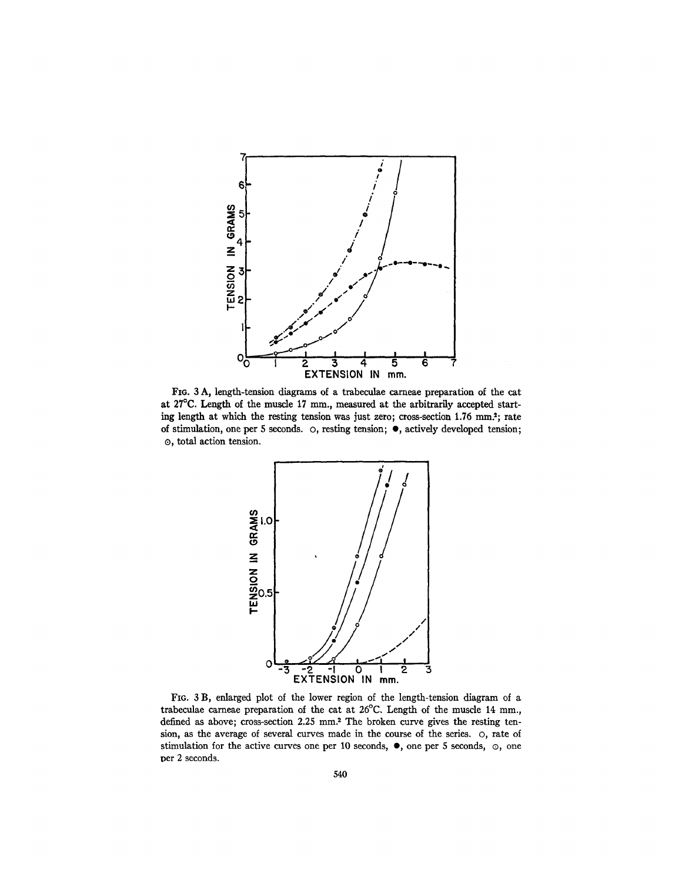TENSION IN GRAMS

7
6
5
4
3
2
1
0

0 1 2 3 4 5 6 7

EXTENSION IN mm.

FIG. 3 A, length-tension diagrams of a trabeculae carneae preparation of the cat at 27°C. Length of the muscle 17 mm., measured at the arbitrarily accepted starting length at which the resting tension was just zero; cross-section 1.76 mm.[2]; rate of stimulation, one per 5 seconds. ○, resting tension; ●, actively developed tension; ⊙, total action tension.

TENSION IN GRAMS

1.0
0.5
0

-3 -2 -1 0 1 2 3

EXTENSION IN mm.

FIG. 3 B, enlarged plot of the lower region of the length-tension diagram of a trabeculae carneae preparation of the cat at 26°C. Length of the muscle 14 mm., defined as above; cross-section 2.25 mm.[2] The broken curve gives the resting tension, as the average of several curves made in the course of the series. ○, rate of stimulation for the active curves one per 10 seconds, ●, one per 5 seconds, ⊙, one per 2 seconds.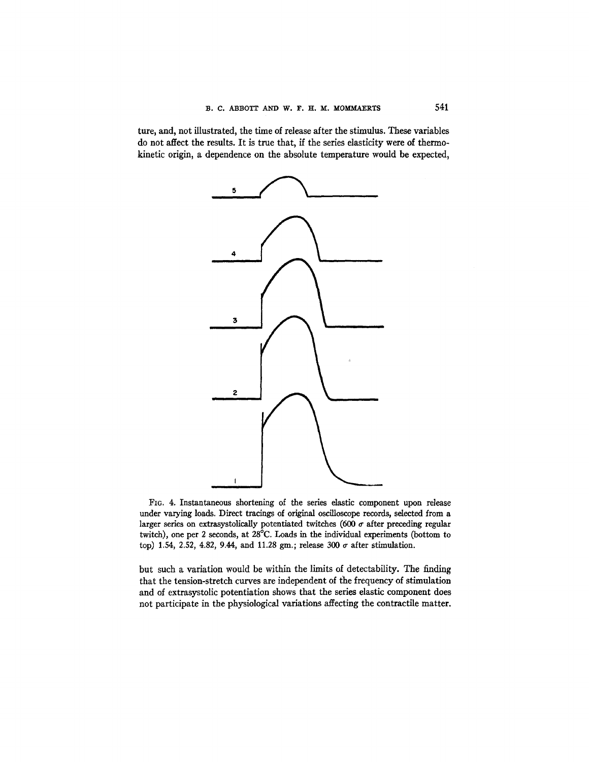ture, and, not illustrated, the time of release after the stimulus. These variables do not affect the results. It is true that, if the series elasticity were of thermokinetic origin, a dependence on the absolute temperature would be expected,

5

4

3

2

1

FIG. 4. Instantaneous shortening of the series elastic component upon release under varying loads. Direct tracings of original oscilloscope records, selected from a larger series on extrasystolically potentiated twitches (600 σ after preceding regular twitch), one per 2 seconds, at 28°C. Loads in the individual experiments (bottom to top) 1.54, 2.52, 4.82, 9.44, and 11.28 gm.; release 300 σ after stimulation.

but such a variation would be within the limits of detectability. The finding that the tension-stretch curves are independent of the frequency of stimulation and of extrasystolic potentiation shows that the series elastic component does not participate in the physiological variations affecting the contractile matter.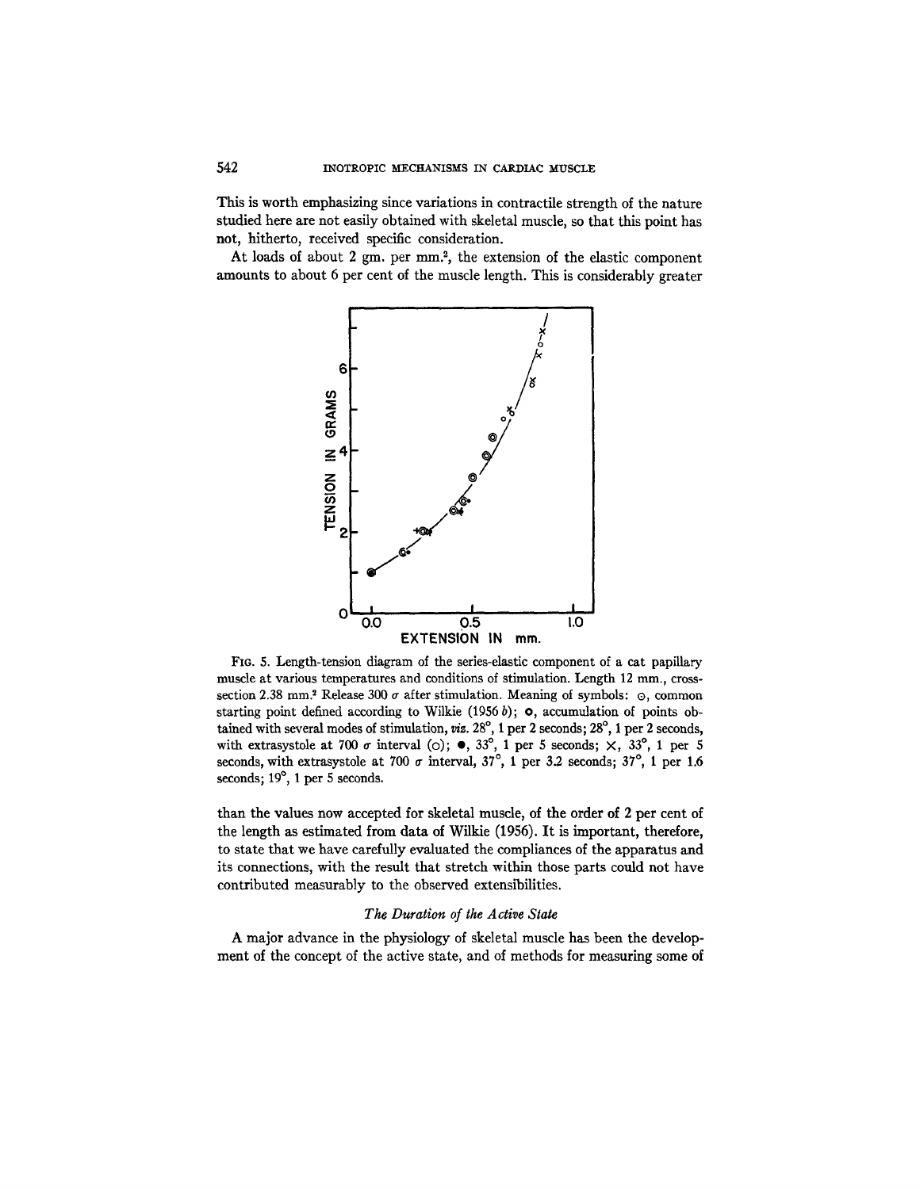This is worth emphasizing since variations in contractile strength of the nature studied here are not easily obtained with skeletal muscle, so that this point has not, hitherto, received specific consideration.

At loads of about 2 gm. per mm.$^2$, the extension of the elastic component amounts to about 6 per cent of the muscle length. This is considerably greater

TENSION IN GRAMS
0
2
4
6
0.0
0.5
1.0
EXTENSION IN mm.

FIG. 5. Length-tension diagram of the series-elastic component of a cat papillary muscle at various temperatures and conditions of stimulation. Length 12 mm., cross-section 2.38 mm.$^2$ Release 300 σ after stimulation. Meaning of symbols: ⊙, common starting point defined according to Wilkie (1956 *b*); **o**, accumulation of points obtained with several modes of stimulation, *viz.* 28°, 1 per 2 seconds; 28°, 1 per 2 seconds, with extrasystole at 700 σ interval (○); ●, 33°, 1 per 5 seconds; ×, 33°, 1 per 5 seconds, with extrasystole at 700 σ interval, 37°, 1 per 3.2 seconds; 37°, 1 per 1.6 seconds; 19°, 1 per 5 seconds.

than the values now accepted for skeletal muscle, of the order of 2 per cent of the length as estimated from data of Wilkie (1956). It is important, therefore, to state that we have carefully evaluated the compliances of the apparatus and its connections, with the result that stretch within those parts could not have contributed measurably to the observed extensibilities.

### *The Duration of the Active State*

A major advance in the physiology of skeletal muscle has been the development of the concept of the active state, and of methods for measuring some of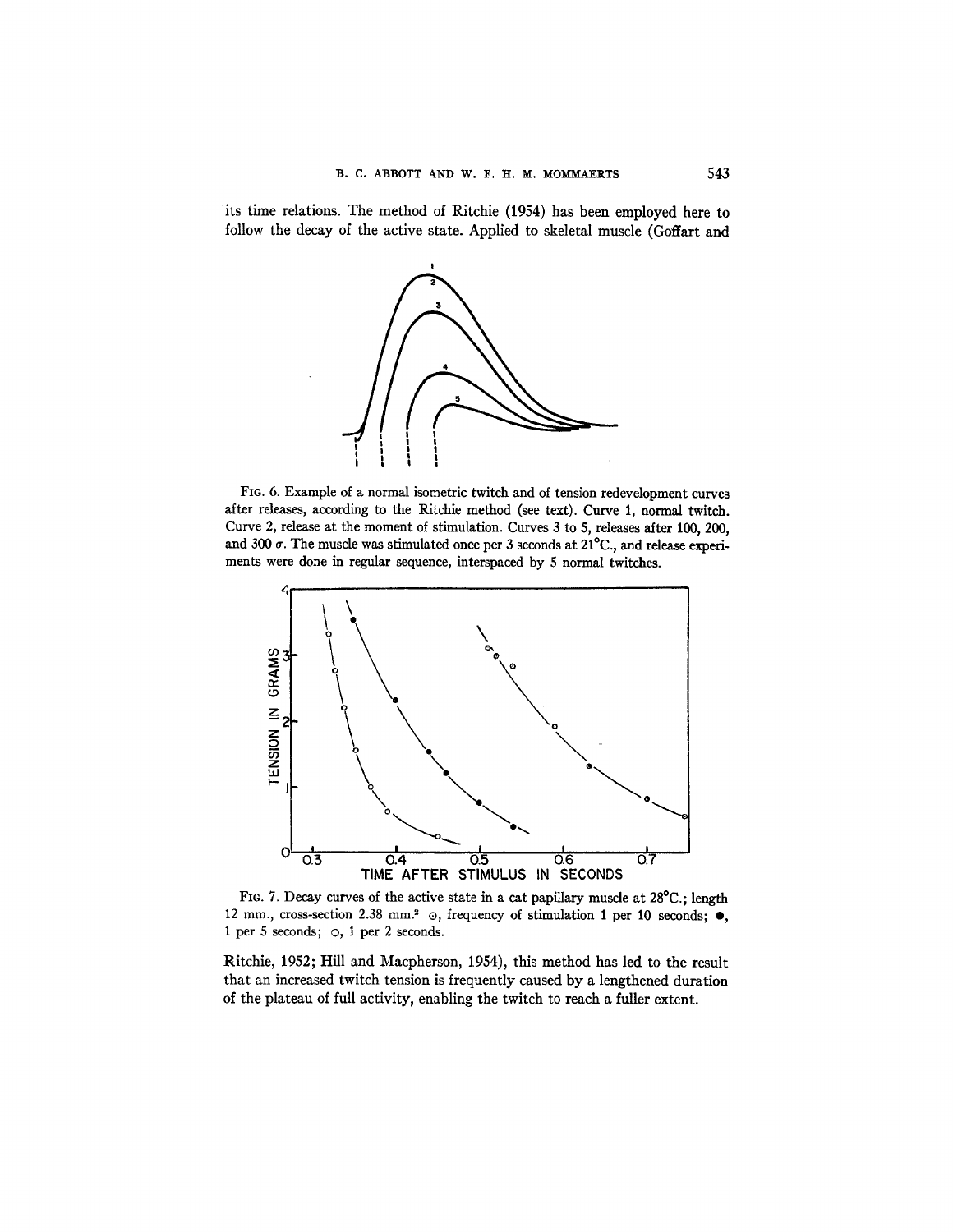its time relations. The method of Ritchie (1954) has been employed here to follow the decay of the active state. Applied to skeletal muscle (Goffart and

1
2
3
4
5

FIG. 6. Example of a normal isometric twitch and of tension redevelopment curves after releases, according to the Ritchie method (see text). Curve 1, normal twitch. Curve 2, release at the moment of stimulation. Curves 3 to 5, releases after 100, 200, and 300 σ. The muscle was stimulated once per 3 seconds at 21°C., and release experiments were done in regular sequence, interspaced by 5 normal twitches.

TENSION IN GRAMS

0
1
2
3
4

0.3
0.4
0.5
0.6
0.7

TIME AFTER STIMULUS IN SECONDS

FIG. 7. Decay curves of the active state in a cat papillary muscle at 28°C.; length 12 mm., cross-section 2.38 mm.² ⊙, frequency of stimulation 1 per 10 seconds; ●, 1 per 5 seconds; ○, 1 per 2 seconds.

Ritchie, 1952; Hill and Macpherson, 1954), this method has led to the result that an increased twitch tension is frequently caused by a lengthened duration of the plateau of full activity, enabling the twitch to reach a fuller extent.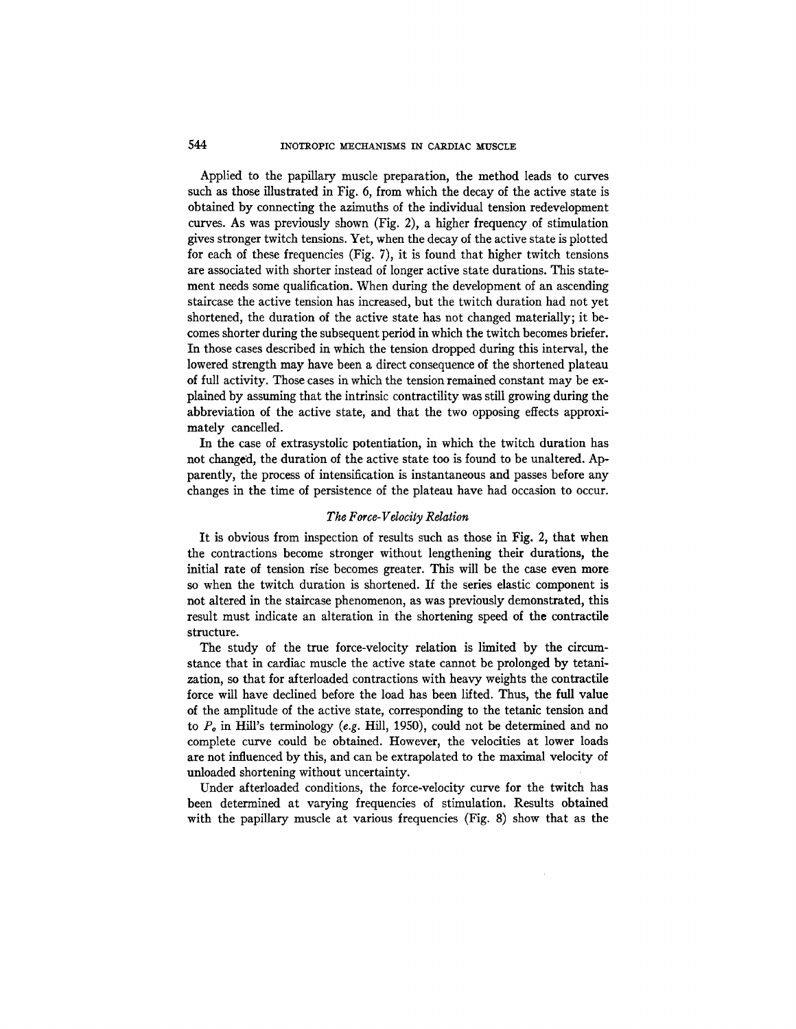Applied to the papillary muscle preparation, the method leads to curves such as those illustrated in Fig. 6, from which the decay of the active state is obtained by connecting the azimuths of the individual tension redevelopment curves. As was previously shown (Fig. 2), a higher frequency of stimulation gives stronger twitch tensions. Yet, when the decay of the active state is plotted for each of these frequencies (Fig. 7), it is found that higher twitch tensions are associated with shorter instead of longer active state durations. This statement needs some qualification. When during the development of an ascending staircase the active tension has increased, but the twitch duration had not yet shortened, the duration of the active state has not changed materially; it becomes shorter during the subsequent period in which the twitch becomes briefer. In those cases described in which the tension dropped during this interval, the lowered strength may have been a direct consequence of the shortened plateau of full activity. Those cases in which the tension remained constant may be explained by assuming that the intrinsic contractility was still growing during the abbreviation of the active state, and that the two opposing effects approximately cancelled.

In the case of extrasystolic potentiation, in which the twitch duration has not changed, the duration of the active state too is found to be unaltered. Apparently, the process of intensification is instantaneous and passes before any changes in the time of persistence of the plateau have had occasion to occur.

### *The Force-Velocity Relation*

It is obvious from inspection of results such as those in Fig. 2, that when the contractions become stronger without lengthening their durations, the initial rate of tension rise becomes greater. This will be the case even more so when the twitch duration is shortened. If the series elastic component is not altered in the staircase phenomenon, as was previously demonstrated, this result must indicate an alteration in the shortening speed of the contractile structure.

The study of the true force-velocity relation is limited by the circumstance that in cardiac muscle the active state cannot be prolonged by tetanization, so that for afterloaded contractions with heavy weights the contractile force will have declined before the load has been lifted. Thus, the full value of the amplitude of the active state, corresponding to the tetanic tension and to $P_o$ in Hill's terminology (*e.g.* Hill, 1950), could not be determined and no complete curve could be obtained. However, the velocities at lower loads are not influenced by this, and can be extrapolated to the maximal velocity of unloaded shortening without uncertainty.

Under afterloaded conditions, the force-velocity curve for the twitch has been determined at varying frequencies of stimulation. Results obtained with the papillary muscle at various frequencies (Fig. 8) show that as the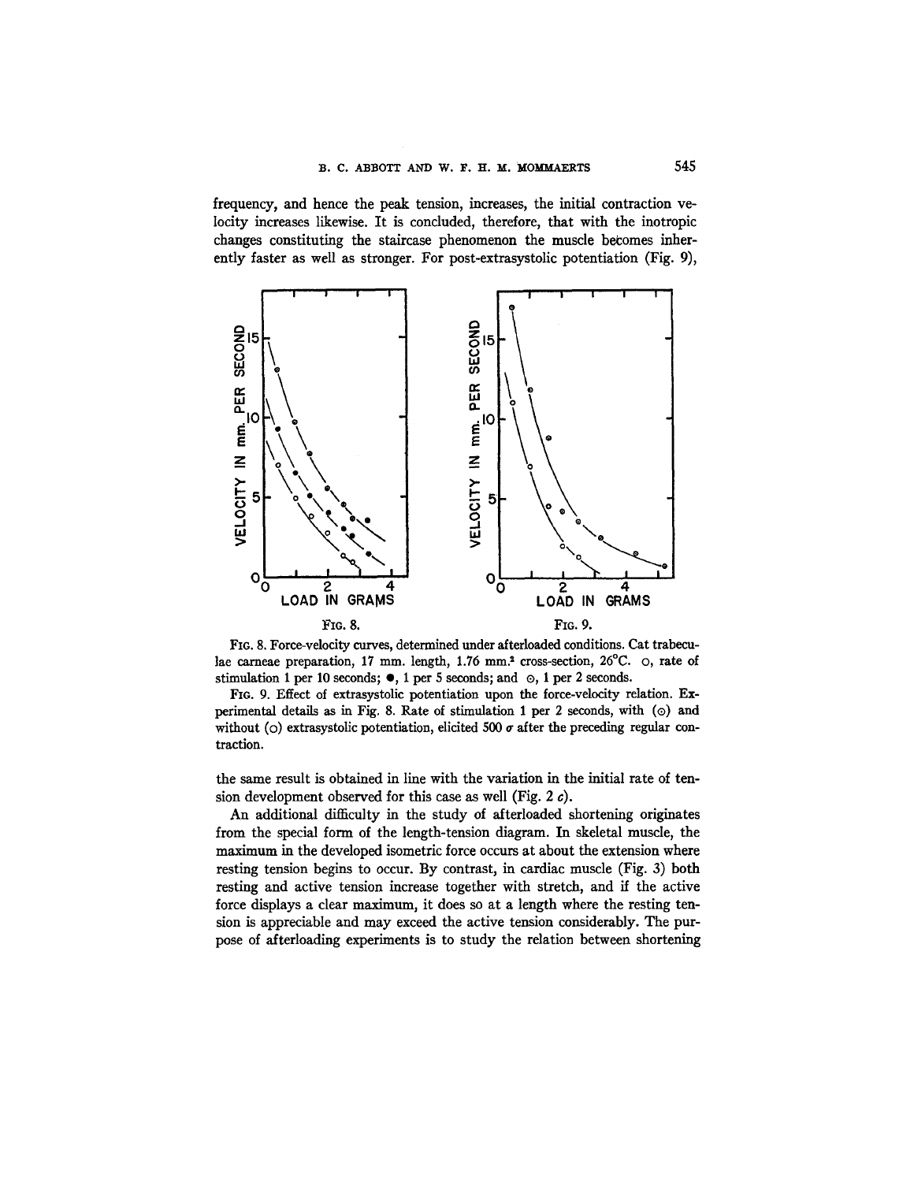frequency, and hence the peak tension, increases, the initial contraction velocity increases likewise. It is concluded, therefore, that with the inotropic changes constituting the staircase phenomenon the muscle becomes inherently faster as well as stronger. For post-extrasystolic potentiation (Fig. 9),

VELOCITY IN mm. PER SECOND

15

10

5

0

0 2 4

LOAD IN GRAMS

FIG. 8.

VELOCITY IN mm. PER SECOND

15

10

5

0

0 2 4

LOAD IN GRAMS

FIG. 9.

FIG. 8. Force-velocity curves, determined under afterloaded conditions. Cat trabeculae carneae preparation, 17 mm. length, 1.76 mm.$^2$ cross-section, 26°C. ○, rate of stimulation 1 per 10 seconds; ●, 1 per 5 seconds; and ⊙, 1 per 2 seconds.

FIG. 9. Effect of extrasystolic potentiation upon the force-velocity relation. Experimental details as in Fig. 8. Rate of stimulation 1 per 2 seconds, with (⊙) and without (○) extrasystolic potentiation, elicited 500 $\sigma$ after the preceding regular contraction.

the same result is obtained in line with the variation in the initial rate of tension development observed for this case as well (Fig. 2 *c*).

An additional difficulty in the study of afterloaded shortening originates from the special form of the length-tension diagram. In skeletal muscle, the maximum in the developed isometric force occurs at about the extension where resting tension begins to occur. By contrast, in cardiac muscle (Fig. 3) both resting and active tension increase together with stretch, and if the active force displays a clear maximum, it does so at a length where the resting tension is appreciable and may exceed the active tension considerably. The purpose of afterloading experiments is to study the relation between shortening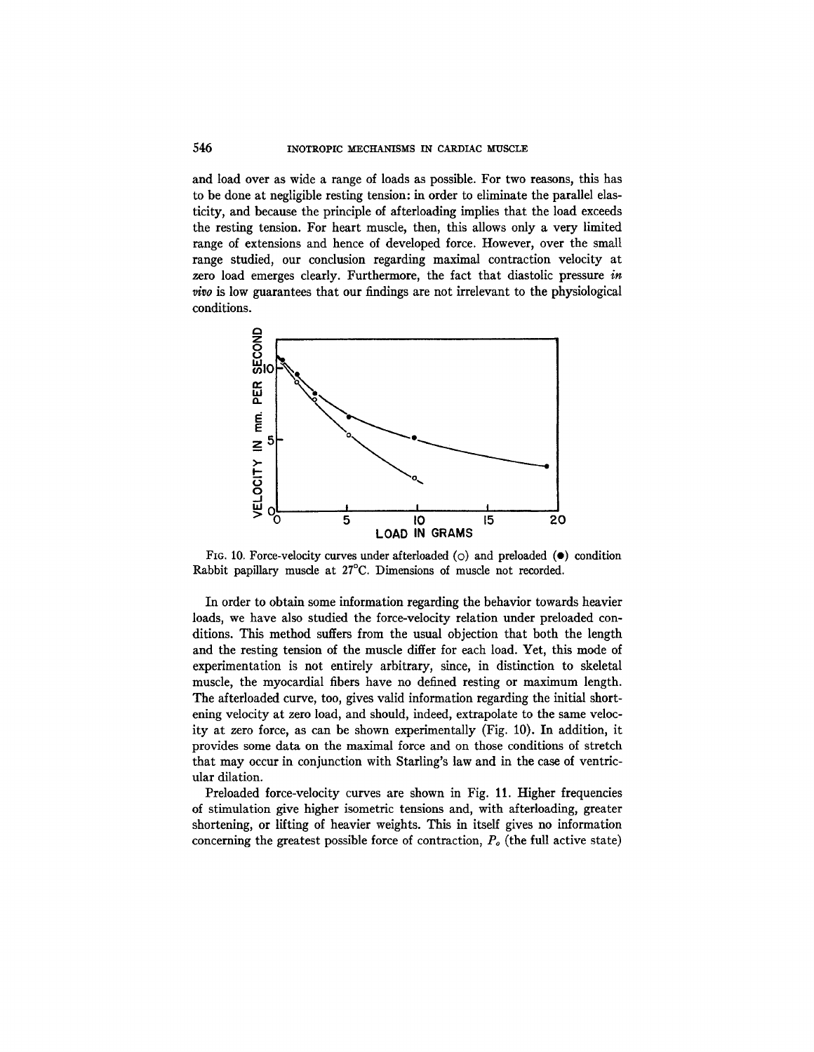and load over as wide a range of loads as possible. For two reasons, this has to be done at negligible resting tension: in order to eliminate the parallel elasticity, and because the principle of afterloading implies that the load exceeds the resting tension. For heart muscle, then, this allows only a very limited range of extensions and hence of developed force. However, over the small range studied, our conclusion regarding maximal contraction velocity at zero load emerges clearly. Furthermore, the fact that diastolic pressure *in vivo* is low guarantees that our findings are not irrelevant to the physiological conditions.

VELOCITY IN mm. PER SECOND

10

5

0

0 5 10 15 20

LOAD IN GRAMS

FIG. 10. Force-velocity curves under afterloaded (○) and preloaded (●) condition Rabbit papillary muscle at 27°C. Dimensions of muscle not recorded.

In order to obtain some information regarding the behavior towards heavier loads, we have also studied the force-velocity relation under preloaded conditions. This method suffers from the usual objection that both the length and the resting tension of the muscle differ for each load. Yet, this mode of experimentation is not entirely arbitrary, since, in distinction to skeletal muscle, the myocardial fibers have no defined resting or maximum length. The afterloaded curve, too, gives valid information regarding the initial shortening velocity at zero load, and should, indeed, extrapolate to the same velocity at zero force, as can be shown experimentally (Fig. 10). In addition, it provides some data on the maximal force and on those conditions of stretch that may occur in conjunction with Starling's law and in the case of ventricular dilation.

Preloaded force-velocity curves are shown in Fig. 11. Higher frequencies of stimulation give higher isometric tensions and, with afterloading, greater shortening, or lifting of heavier weights. This in itself gives no information concerning the greatest possible force of contraction, $P_o$ (the full active state)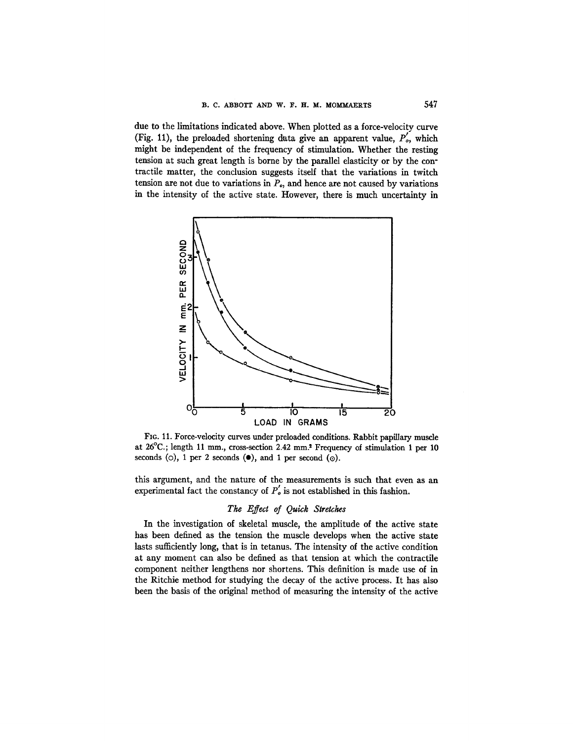due to the limitations indicated above. When plotted as a force-velocity curve (Fig. 11), the preloaded shortening data give an apparent value, $P_o'$, which might be independent of the frequency of stimulation. Whether the resting tension at such great length is borne by the parallel elasticity or by the contractile matter, the conclusion suggests itself that the variations in twitch tension are not due to variations in $P_o$, and hence are not caused by variations in the intensity of the active state. However, there is much uncertainty in

VELOCITY IN mm. PER SECOND

0
1
2
3

0
5
10
15
20

LOAD IN GRAMS

FIG. 11. Force-velocity curves under preloaded conditions. Rabbit papillary muscle at 26°C.; length 11 mm., cross-section 2.42 mm.[2] Frequency of stimulation 1 per 10 seconds (○), 1 per 2 seconds (●), and 1 per second (⊙).

this argument, and the nature of the measurements is such that even as an experimental fact the constancy of $P_o'$ is not established in this fashion.

### *The Effect of Quick Stretches*

In the investigation of skeletal muscle, the amplitude of the active state has been defined as the tension the muscle develops when the active state lasts sufficiently long, that is in tetanus. The intensity of the active condition at any moment can also be defined as that tension at which the contractile component neither lengthens nor shortens. This definition is made use of in the Ritchie method for studying the decay of the active process. It has also been the basis of the original method of measuring the intensity of the active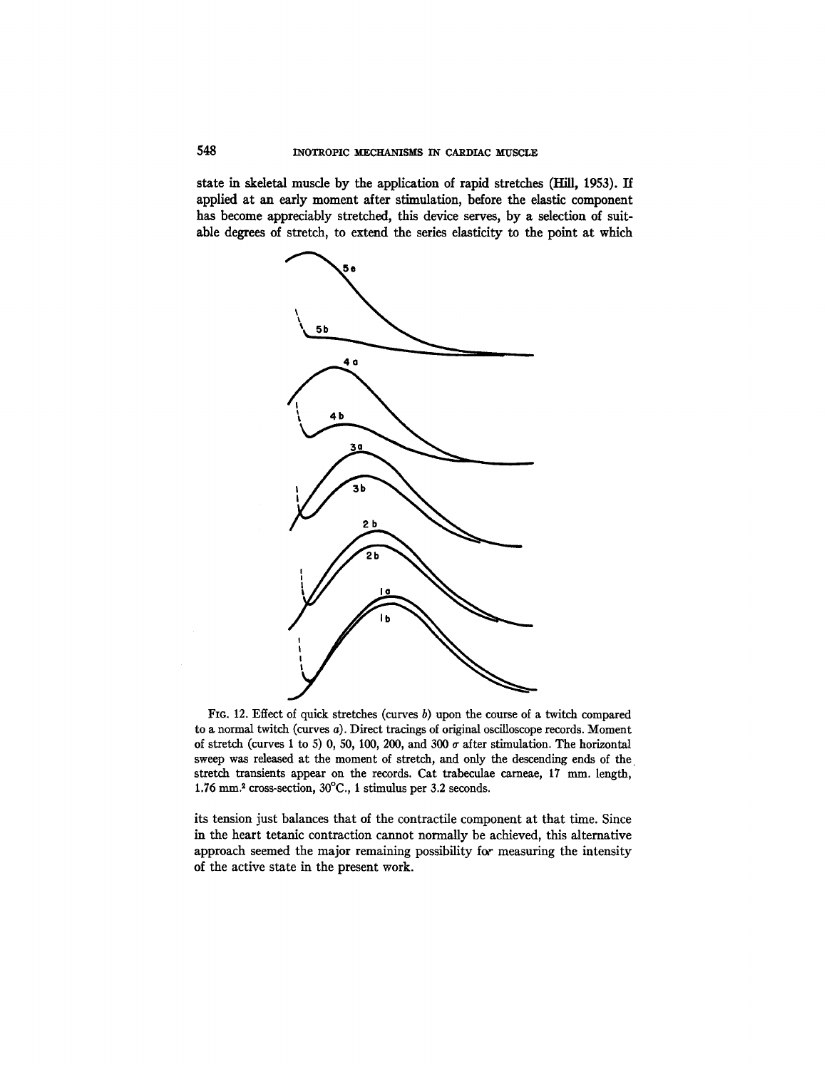state in skeletal muscle by the application of rapid stretches (Hill, 1953). If applied at an early moment after stimulation, before the elastic component has become appreciably stretched, this device serves, by a selection of suitable degrees of stretch, to extend the series elasticity to the point at which

5e
5b
4a
4b
3a
3b
2b
2b
1a
1b

FIG. 12. Effect of quick stretches (curves *b*) upon the course of a twitch compared to a normal twitch (curves *a*). Direct tracings of original oscilloscope records. Moment of stretch (curves 1 to 5) 0, 50, 100, 200, and 300 $\sigma$ after stimulation. The horizontal sweep was released at the moment of stretch, and only the descending ends of the stretch transients appear on the records. Cat trabeculae carneae, 17 mm. length, 1.76 $mm.^2$ cross-section, 30°C., 1 stimulus per 3.2 seconds.

its tension just balances that of the contractile component at that time. Since in the heart tetanic contraction cannot normally be achieved, this alternative approach seemed the major remaining possibility for measuring the intensity of the active state in the present work.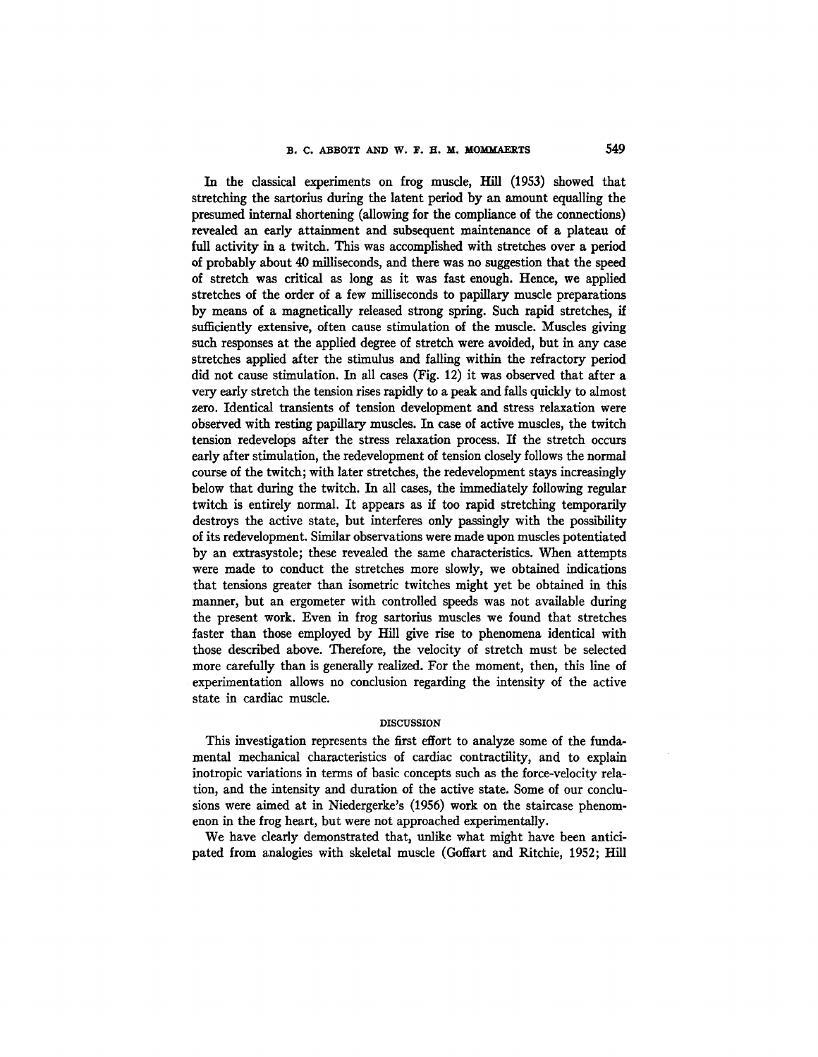In the classical experiments on frog muscle, Hill (1953) showed that stretching the sartorius during the latent period by an amount equalling the presumed internal shortening (allowing for the compliance of the connections) revealed an early attainment and subsequent maintenance of a plateau of full activity in a twitch. This was accomplished with stretches over a period of probably about 40 milliseconds, and there was no suggestion that the speed of stretch was critical as long as it was fast enough. Hence, we applied stretches of the order of a few milliseconds to papillary muscle preparations by means of a magnetically released strong spring. Such rapid stretches, if sufficiently extensive, often cause stimulation of the muscle. Muscles giving such responses at the applied degree of stretch were avoided, but in any case stretches applied after the stimulus and falling within the refractory period did not cause stimulation. In all cases (Fig. 12) it was observed that after a very early stretch the tension rises rapidly to a peak and falls quickly to almost zero. Identical transients of tension development and stress relaxation were observed with resting papillary muscles. In case of active muscles, the twitch tension redevelops after the stress relaxation process. If the stretch occurs early after stimulation, the redevelopment of tension closely follows the normal course of the twitch; with later stretches, the redevelopment stays increasingly below that during the twitch. In all cases, the immediately following regular twitch is entirely normal. It appears as if too rapid stretching temporarily destroys the active state, but interferes only passingly with the possibility of its redevelopment. Similar observations were made upon muscles potentiated by an extrasystole; these revealed the same characteristics. When attempts were made to conduct the stretches more slowly, we obtained indications that tensions greater than isometric twitches might yet be obtained in this manner, but an ergometer with controlled speeds was not available during the present work. Even in frog sartorius muscles we found that stretches faster than those employed by Hill give rise to phenomena identical with those described above. Therefore, the velocity of stretch must be selected more carefully than is generally realized. For the moment, then, this line of experimentation allows no conclusion regarding the intensity of the active state in cardiac muscle.

## DISCUSSION

This investigation represents the first effort to analyze some of the fundamental mechanical characteristics of cardiac contractility, and to explain inotropic variations in terms of basic concepts such as the force-velocity relation, and the intensity and duration of the active state. Some of our conclusions were aimed at in Niedergerke's (1956) work on the staircase phenomenon in the frog heart, but were not approached experimentally.

We have clearly demonstrated that, unlike what might have been anticipated from analogies with skeletal muscle (Goffart and Ritchie, 1952; Hill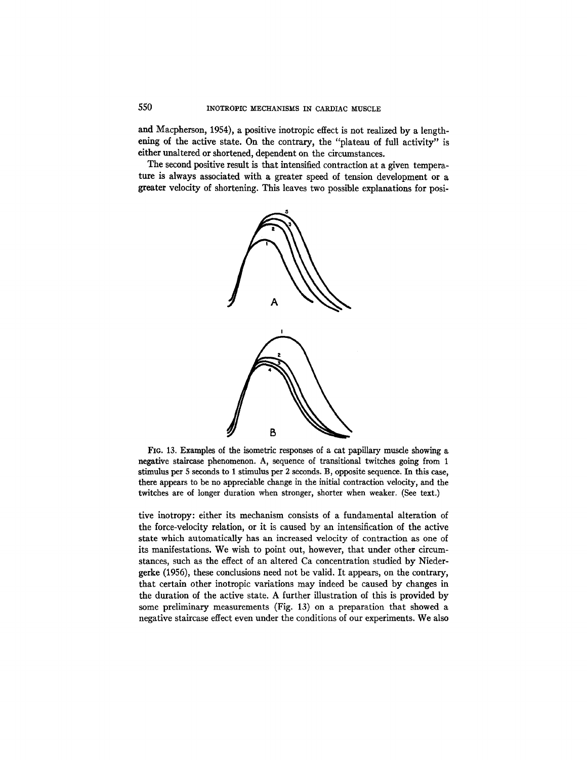and Macpherson, 1954), a positive inotropic effect is not realized by a lengthening of the active state. On the contrary, the "plateau of full activity" is either unaltered or shortened, dependent on the circumstances.

The second positive result is that intensified contraction at a given temperature is always associated with a greater speed of tension development or a greater velocity of shortening. This leaves two possible explanations for positive inotropy: either its mechanism consists of a fundamental alteration of the force-velocity relation, or it is caused by an intensification of the active state which automatically has an increased velocity of contraction as one of its manifestations. We wish to point out, however, that under other circumstances, such as the effect of an altered Ca concentration studied by Niedergerke (1956), these conclusions need not be valid. It appears, on the contrary, that certain other inotropic variations may indeed be caused by changes in the duration of the active state. A further illustration of this is provided by some preliminary measurements (Fig. 13) on a preparation that showed a negative staircase effect even under the conditions of our experiments. We also

5
3
2
1
A

1
2
3
4
B

FIG. 13. Examples of the isometric responses of a cat papillary muscle showing a negative staircase phenomenon. A, sequence of transitional twitches going from 1 stimulus per 5 seconds to 1 stimulus per 2 seconds. B, opposite sequence. In this case, there appears to be no appreciable change in the initial contraction velocity, and the twitches are of longer duration when stronger, shorter when weaker. (See text.)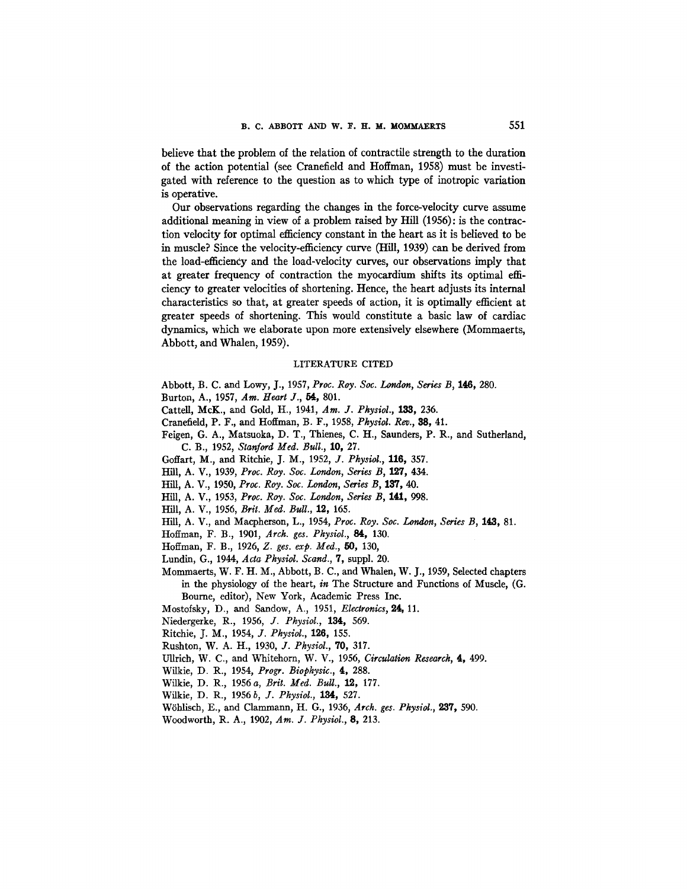believe that the problem of the relation of contractile strength to the duration of the action potential (see Cranefield and Hoffman, 1958) must be investigated with reference to the question as to which type of inotropic variation is operative.

Our observations regarding the changes in the force-velocity curve assume additional meaning in view of a problem raised by Hill (1956): is the contraction velocity for optimal efficiency constant in the heart as it is believed to be in muscle? Since the velocity-efficiency curve (Hill, 1939) can be derived from the load-efficiency and the load-velocity curves, our observations imply that at greater frequency of contraction the myocardium shifts its optimal efficiency to greater velocities of shortening. Hence, the heart adjusts its internal characteristics so that, at greater speeds of action, it is optimally efficient at greater speeds of shortening. This would constitute a basic law of cardiac dynamics, which we elaborate upon more extensively elsewhere (Mommaerts, Abbott, and Whalen, 1959).

## LITERATURE CITED

Abbott, B. C. and Lowy, J., 1957, *Proc. Roy. Soc. London, Series B*, **146,** 280.

Burton, A., 1957, *Am. Heart J.*, **54,** 801.

Cattell, McK., and Gold, H., 1941, *Am. J. Physiol.*, **133,** 236.

Cranefield, P. F., and Hoffman, B. F., 1958, *Physiol. Rev.*, **38,** 41.

Feigen, G. A., Matsuoka, D. T., Thienes, C. H., Saunders, P. R., and Sutherland, C. B., 1952, *Stanford Med. Bull.*, **10,** 27.

Goffart, M., and Ritchie, J. M., 1952, *J. Physiol.*, **116,** 357.

Hill, A. V., 1939, *Proc. Roy. Soc. London, Series B*, **127,** 434.

Hill, A. V., 1950, *Proc. Roy. Soc. London, Series B*, **137,** 40.

Hill, A. V., 1953, *Proc. Roy. Soc. London, Series B*, **141,** 998.

Hill, A. V., 1956, *Brit. Med. Bull.*, **12,** 165.

Hill, A. V., and Macpherson, L., 1954, *Proc. Roy. Soc. London, Series B*, **143,** 81.

Hoffman, F. B., 1901, *Arch. ges. Physiol.*, **84,** 130.

Hoffman, F. B., 1926, *Z. ges. exp. Med.*, **50,** 130,

Lundin, G., 1944, *Acta Physiol. Scand.*, **7,** suppl. 20.

Mommaerts, W. F. H. M., Abbott, B. C., and Whalen, W. J., 1959, Selected chapters in the physiology of the heart, *in* The Structure and Functions of Muscle, (G. Bourne, editor), New York, Academic Press Inc.

Mostofsky, D., and Sandow, A., 1951, *Electronics*, **24,** 11.

Niedergerke, R., 1956, *J. Physiol.*, **134,** 569.

Ritchie, J. M., 1954, *J. Physiol.*, **126,** 155.

Rushton, W. A. H., 1930, *J. Physiol.*, **70,** 317.

Ullrich, W. C., and Whitehorn, W. V., 1956, *Circulation Research*, **4,** 499.

Wilkie, D. R., 1954, *Progr. Biophysic.*, **4,** 288.

Wilkie, D. R., 1956 *a*, *Brit. Med. Bull.*, **12,** 177.

Wilkie, D. R., 1956 *b*, *J. Physiol.*, **134,** 527.

Wöhlisch, E., and Clammann, H. G., 1936, *Arch. ges. Physiol.*, **237,** 590.

Woodworth, R. A., 1902, *Am. J. Physiol.*, **8,** 213.